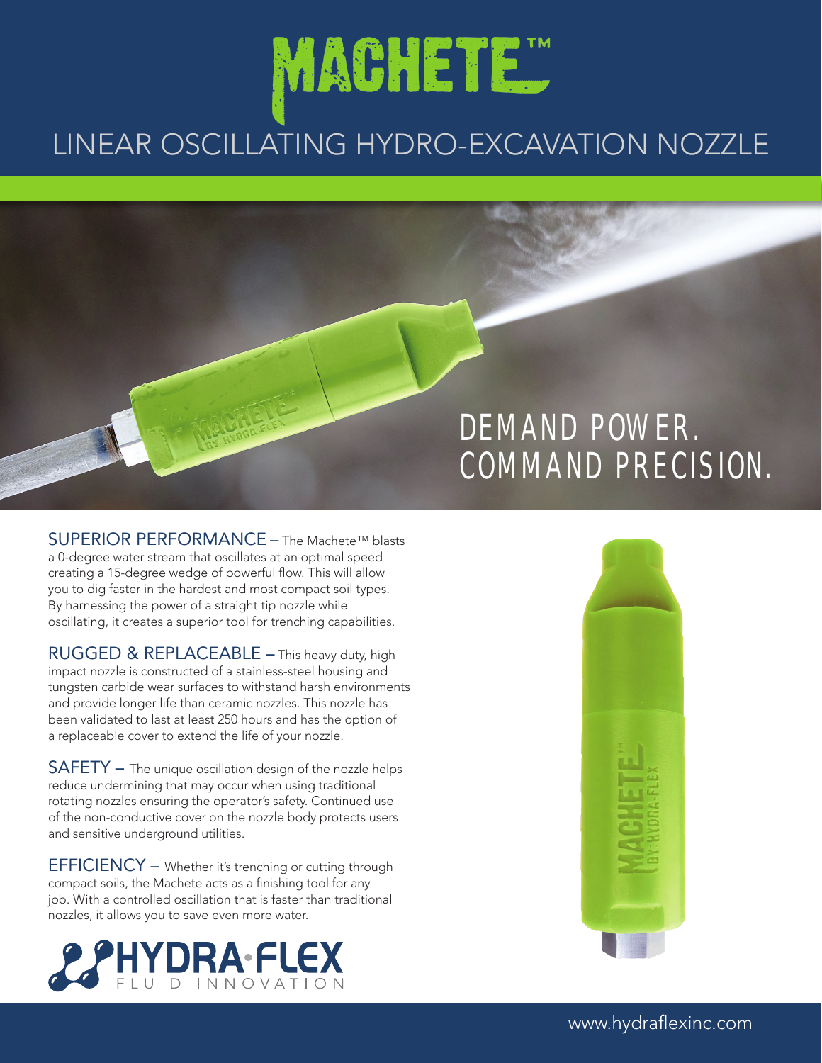# MACHETE™

## LINEAR OSCILLATING HYDRO-EXCAVATION NOZZLE

DEMAND POWER.
COMMAND PRECISION.

**SUPERIOR PERFORMANCE** – The Machete™ blasts a 0-degree water stream that oscillates at an optimal speed creating a 15-degree wedge of powerful flow. This will allow you to dig faster in the hardest and most compact soil types. By harnessing the power of a straight tip nozzle while oscillating, it creates a superior tool for trenching capabilities.

**RUGGED & REPLACEABLE** – This heavy duty, high impact nozzle is constructed of a stainless-steel housing and tungsten carbide wear surfaces to withstand harsh environments and provide longer life than ceramic nozzles. This nozzle has been validated to last at least 250 hours and has the option of a replaceable cover to extend the life of your nozzle.

**SAFETY** – The unique oscillation design of the nozzle helps reduce undermining that may occur when using traditional rotating nozzles ensuring the operator's safety. Continued use of the non-conductive cover on the nozzle body protects users and sensitive underground utilities.

**EFFICIENCY** – Whether it's trenching or cutting through compact soils, the Machete acts as a finishing tool for any job. With a controlled oscillation that is faster than traditional nozzles, it allows you to save even more water.

HYDRA·FLEX
FLUID INNOVATION

www.hydraflexinc.com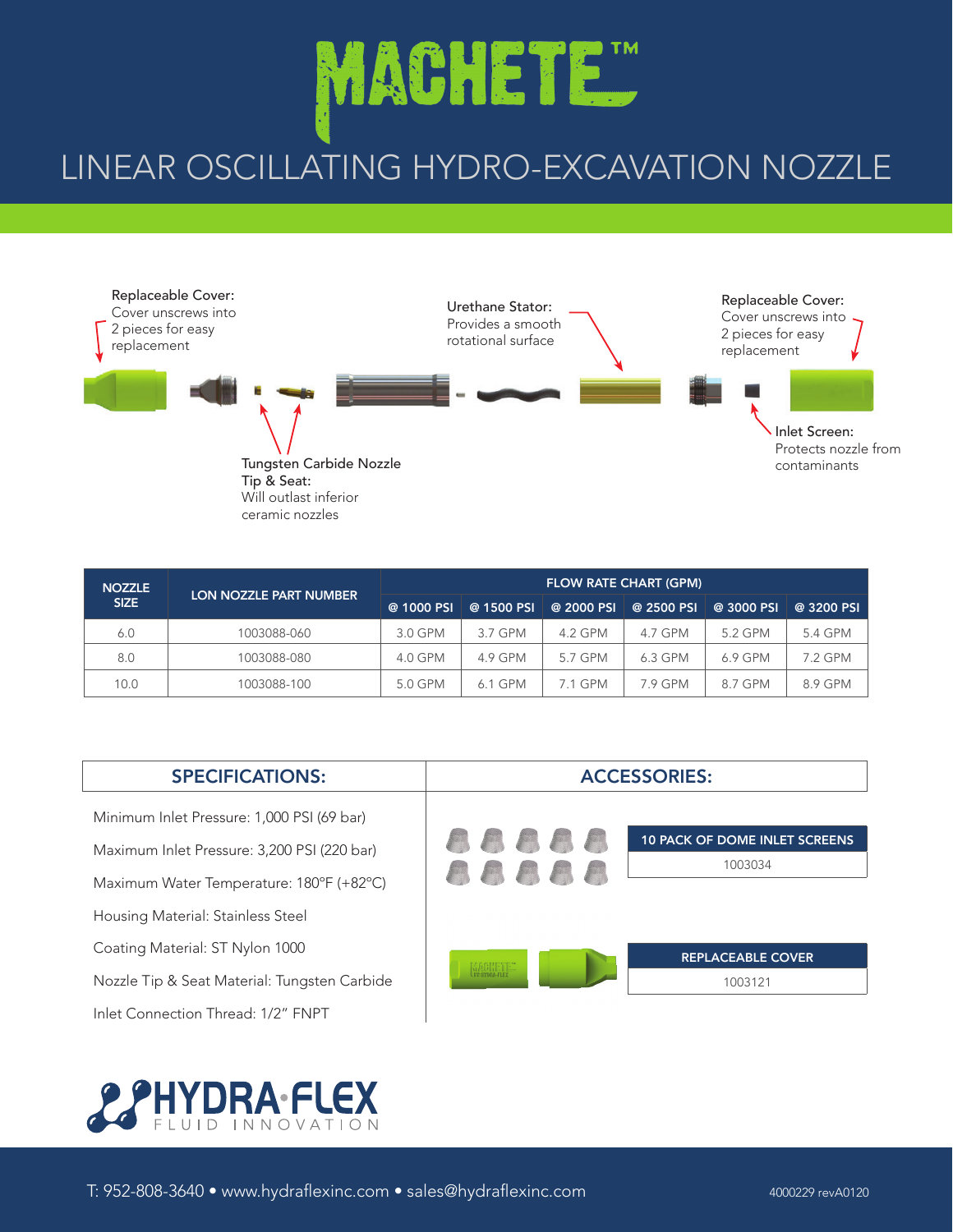# MACHETE™

## LINEAR OSCILLATING HYDRO-EXCAVATION NOZZLE

**Replaceable Cover:** Cover unscrews into 2 pieces for easy replacement

**Urethane Stator:** Provides a smooth rotational surface

**Replaceable Cover:** Cover unscrews into 2 pieces for easy replacement

**Tungsten Carbide Nozzle Tip & Seat:** Will outlast inferior ceramic nozzles

**Inlet Screen:** Protects nozzle from contaminants

| NOZZLE SIZE | LON NOZZLE PART NUMBER | FLOW RATE CHART (GPM) | | | | | |
|---|---|---|---|---|---|---|---|
| | | @ 1000 PSI | @ 1500 PSI | @ 2000 PSI | @ 2500 PSI | @ 3000 PSI | @ 3200 PSI |
| 6.0 | 1003088-060 | 3.0 GPM | 3.7 GPM | 4.2 GPM | 4.7 GPM | 5.2 GPM | 5.4 GPM |
| 8.0 | 1003088-080 | 4.0 GPM | 4.9 GPM | 5.7 GPM | 6.3 GPM | 6.9 GPM | 7.2 GPM |
| 10.0 | 1003088-100 | 5.0 GPM | 6.1 GPM | 7.1 GPM | 7.9 GPM | 8.7 GPM | 8.9 GPM |

## SPECIFICATIONS:

Minimum Inlet Pressure: 1,000 PSI (69 bar)

Maximum Inlet Pressure: 3,200 PSI (220 bar)

Maximum Water Temperature: 180°F (+82°C)

Housing Material: Stainless Steel

Coating Material: ST Nylon 1000

Nozzle Tip & Seat Material: Tungsten Carbide

Inlet Connection Thread: 1/2" FNPT

## ACCESSORIES:

| 10 PACK OF DOME INLET SCREENS |
|---|
| 1003034 |

| REPLACEABLE COVER |
|---|
| 1003121 |

HYDRA·FLEX FLUID INNOVATION

T: 952-808-3640 • www.hydraflexinc.com • sales@hydraflexinc.com

4000229 revA0120